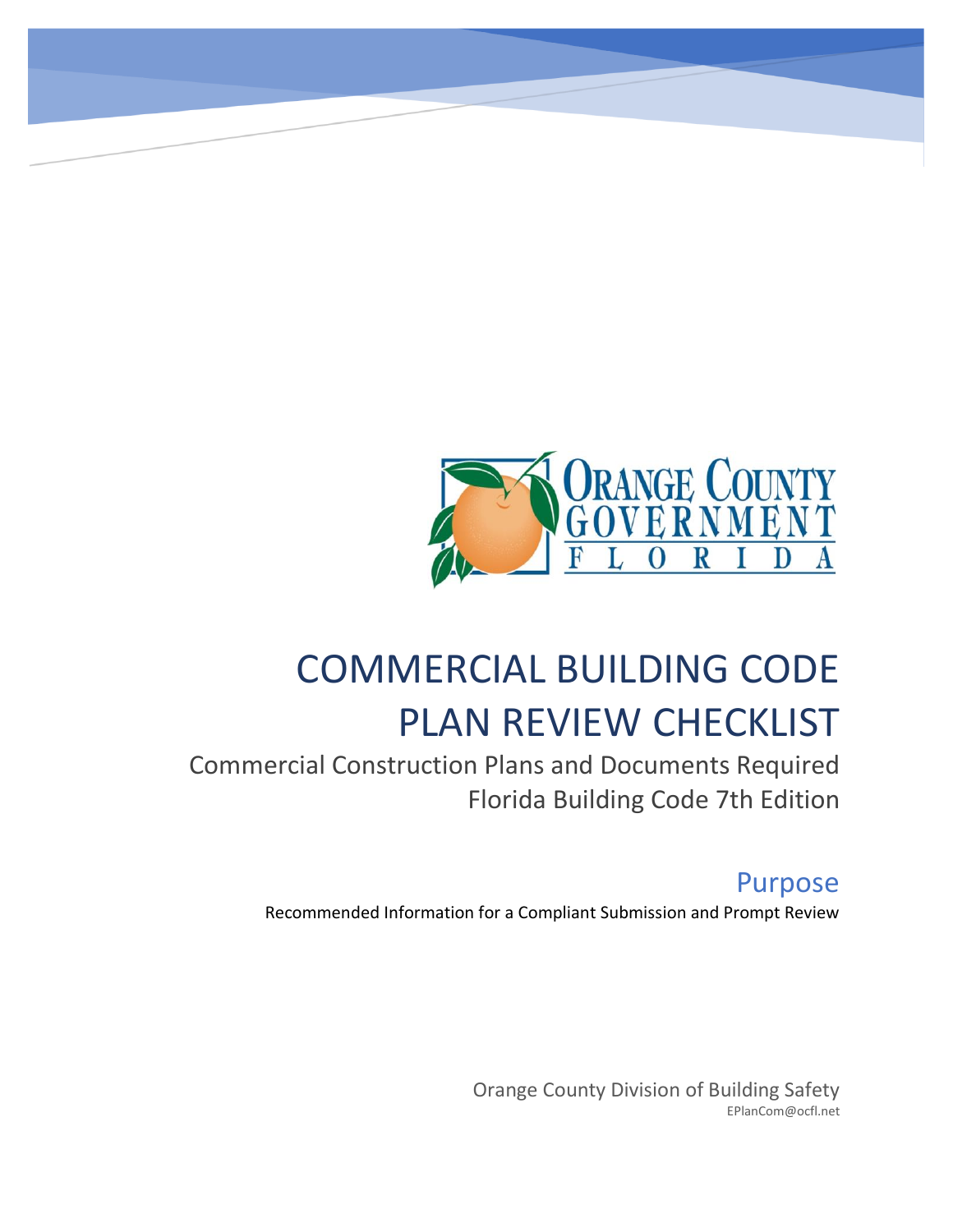# COMMERCIAL BUILDING CODE PLAN REVIEW CHECKLIST

Commercial Construction Plans and Documents Required

Florida Building Code 7th Edition

## Purpose

Recommended Information for a Compliant Submission and Prompt Review

Orange County Division of Building Safety

EPlanCom@ocfl.net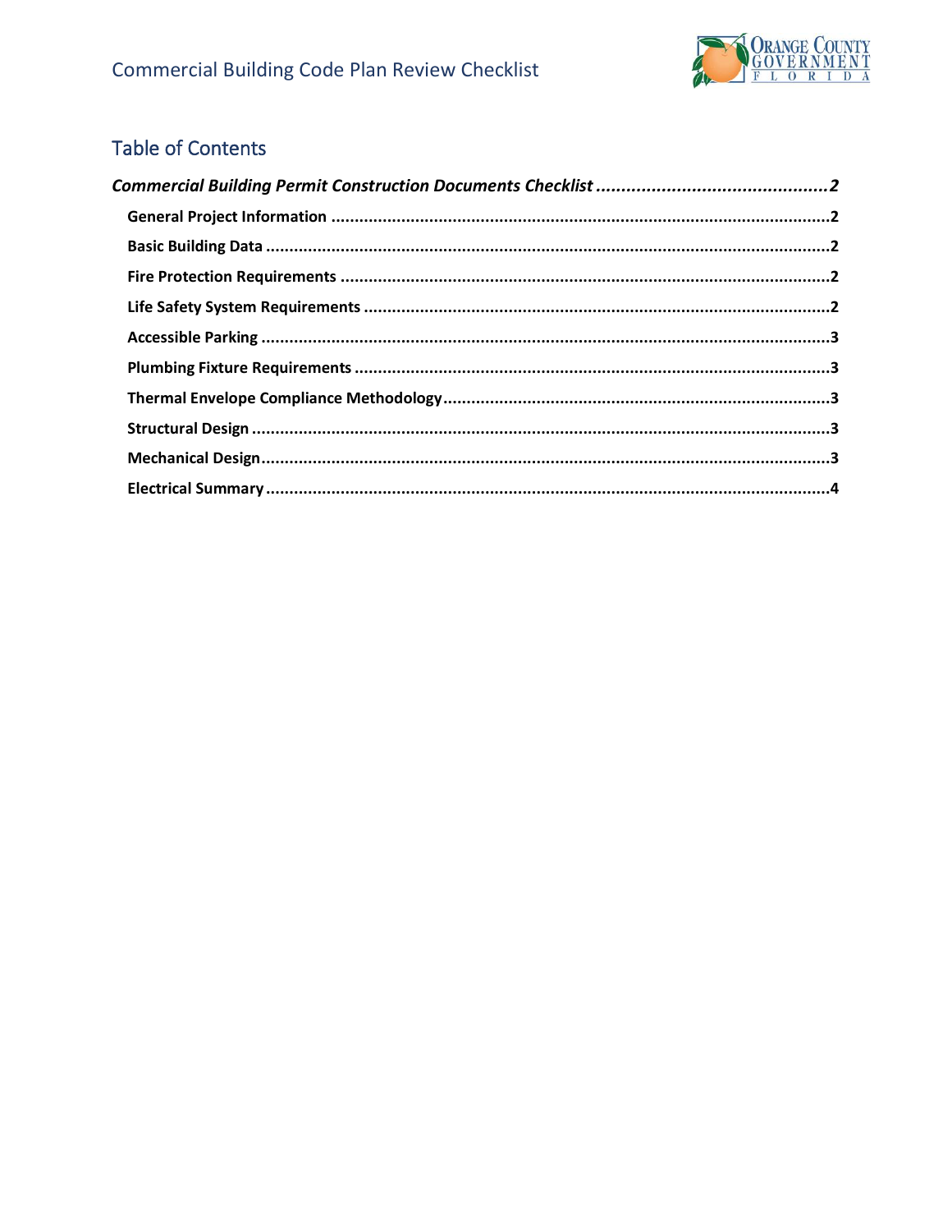## Table of Contents

*Commercial Building Permit Construction Documents Checklist* ..... 2

- General Project Information ..... 2
- Basic Building Data ..... 2
- Fire Protection Requirements ..... 2
- Life Safety System Requirements ..... 2
- Accessible Parking ..... 3
- Plumbing Fixture Requirements ..... 3
- Thermal Envelope Compliance Methodology ..... 3
- Structural Design ..... 3
- Mechanical Design ..... 3
- Electrical Summary ..... 4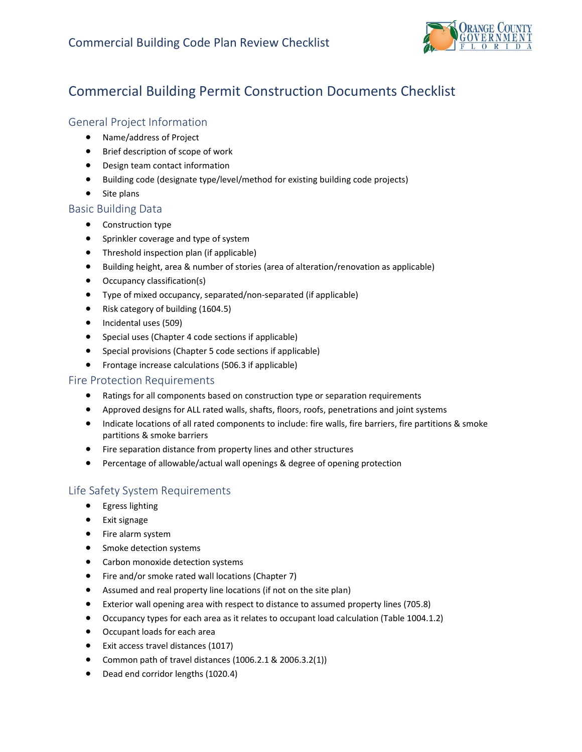# Commercial Building Permit Construction Documents Checklist

## General Project Information

- Name/address of Project
- Brief description of scope of work
- Design team contact information
- Building code (designate type/level/method for existing building code projects)
- Site plans

## Basic Building Data

- Construction type
- Sprinkler coverage and type of system
- Threshold inspection plan (if applicable)
- Building height, area & number of stories (area of alteration/renovation as applicable)
- Occupancy classification(s)
- Type of mixed occupancy, separated/non-separated (if applicable)
- Risk category of building (1604.5)
- Incidental uses (509)
- Special uses (Chapter 4 code sections if applicable)
- Special provisions (Chapter 5 code sections if applicable)
- Frontage increase calculations (506.3 if applicable)

## Fire Protection Requirements

- Ratings for all components based on construction type or separation requirements
- Approved designs for ALL rated walls, shafts, floors, roofs, penetrations and joint systems
- Indicate locations of all rated components to include: fire walls, fire barriers, fire partitions & smoke partitions & smoke barriers
- Fire separation distance from property lines and other structures
- Percentage of allowable/actual wall openings & degree of opening protection

## Life Safety System Requirements

- Egress lighting
- Exit signage
- Fire alarm system
- Smoke detection systems
- Carbon monoxide detection systems
- Fire and/or smoke rated wall locations (Chapter 7)
- Assumed and real property line locations (if not on the site plan)
- Exterior wall opening area with respect to distance to assumed property lines (705.8)
- Occupancy types for each area as it relates to occupant load calculation (Table 1004.1.2)
- Occupant loads for each area
- Exit access travel distances (1017)
- Common path of travel distances (1006.2.1 & 2006.3.2(1))
- Dead end corridor lengths (1020.4)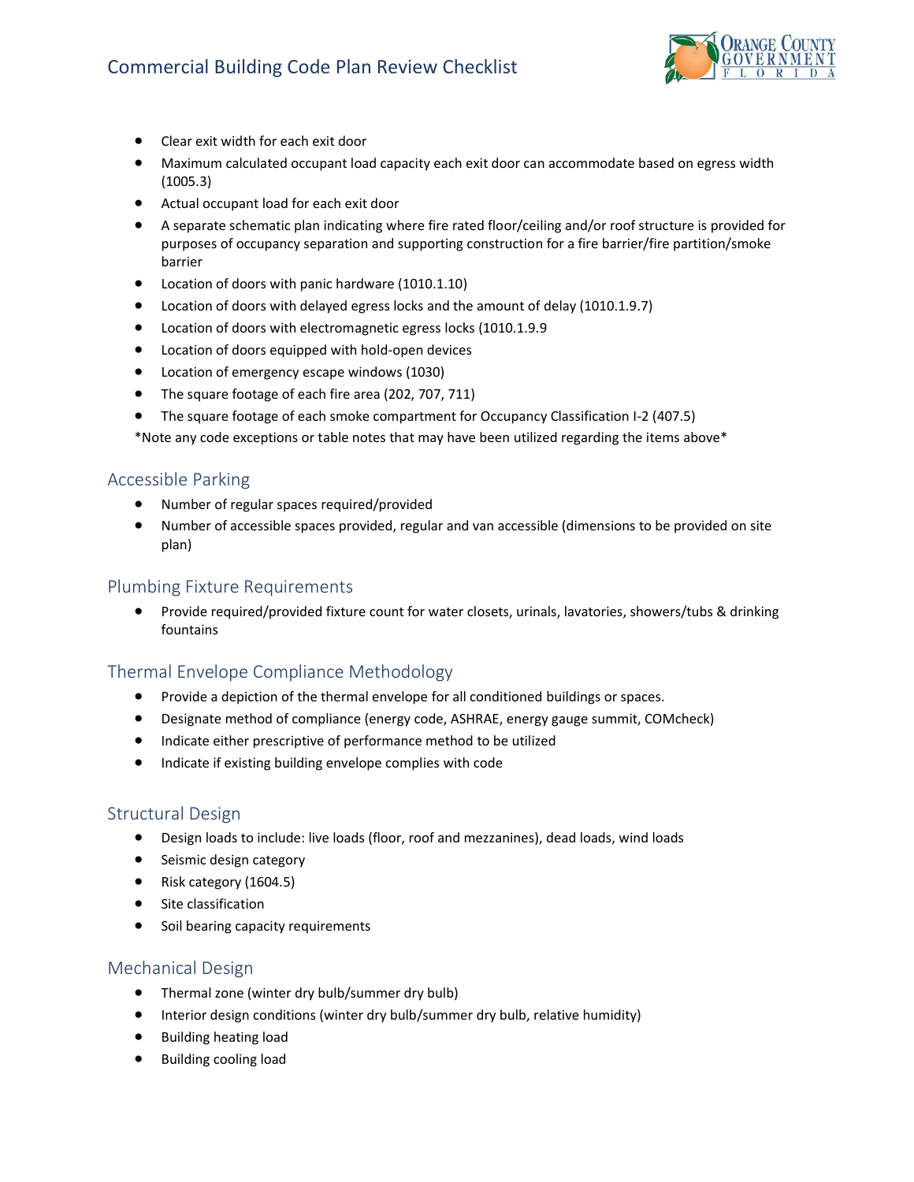- Clear exit width for each exit door
- Maximum calculated occupant load capacity each exit door can accommodate based on egress width (1005.3)
- Actual occupant load for each exit door
- A separate schematic plan indicating where fire rated floor/ceiling and/or roof structure is provided for purposes of occupancy separation and supporting construction for a fire barrier/fire partition/smoke barrier
- Location of doors with panic hardware (1010.1.10)
- Location of doors with delayed egress locks and the amount of delay (1010.1.9.7)
- Location of doors with electromagnetic egress locks (1010.1.9.9
- Location of doors equipped with hold-open devices
- Location of emergency escape windows (1030)
- The square footage of each fire area (202, 707, 711)
- The square footage of each smoke compartment for Occupancy Classification I-2 (407.5)

*Note any code exceptions or table notes that may have been utilized regarding the items above*

## Accessible Parking

- Number of regular spaces required/provided
- Number of accessible spaces provided, regular and van accessible (dimensions to be provided on site plan)

## Plumbing Fixture Requirements

- Provide required/provided fixture count for water closets, urinals, lavatories, showers/tubs & drinking fountains

## Thermal Envelope Compliance Methodology

- Provide a depiction of the thermal envelope for all conditioned buildings or spaces.
- Designate method of compliance (energy code, ASHRAE, energy gauge summit, COMcheck)
- Indicate either prescriptive of performance method to be utilized
- Indicate if existing building envelope complies with code

## Structural Design

- Design loads to include: live loads (floor, roof and mezzanines), dead loads, wind loads
- Seismic design category
- Risk category (1604.5)
- Site classification
- Soil bearing capacity requirements

## Mechanical Design

- Thermal zone (winter dry bulb/summer dry bulb)
- Interior design conditions (winter dry bulb/summer dry bulb, relative humidity)
- Building heating load
- Building cooling load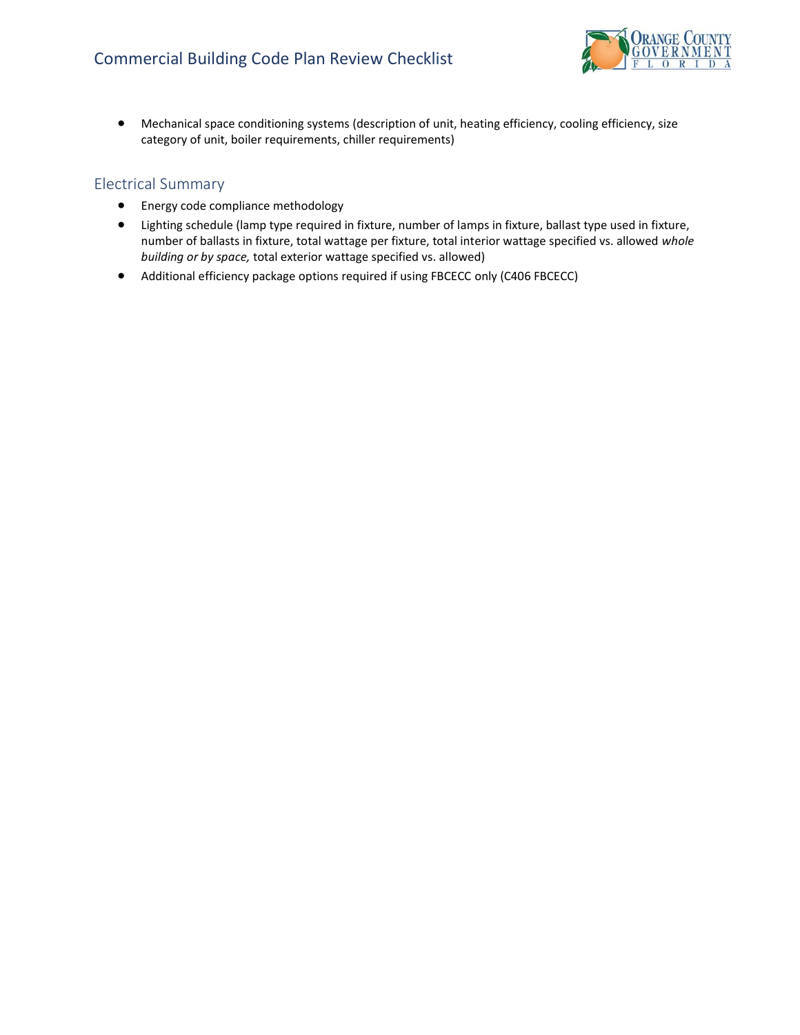- Mechanical space conditioning systems (description of unit, heating efficiency, cooling efficiency, size category of unit, boiler requirements, chiller requirements)

## Electrical Summary

- Energy code compliance methodology
- Lighting schedule (lamp type required in fixture, number of lamps in fixture, ballast type used in fixture, number of ballasts in fixture, total wattage per fixture, total interior wattage specified vs. allowed *whole building or by space,* total exterior wattage specified vs. allowed)
- Additional efficiency package options required if using FBCECC only (C406 FBCECC)